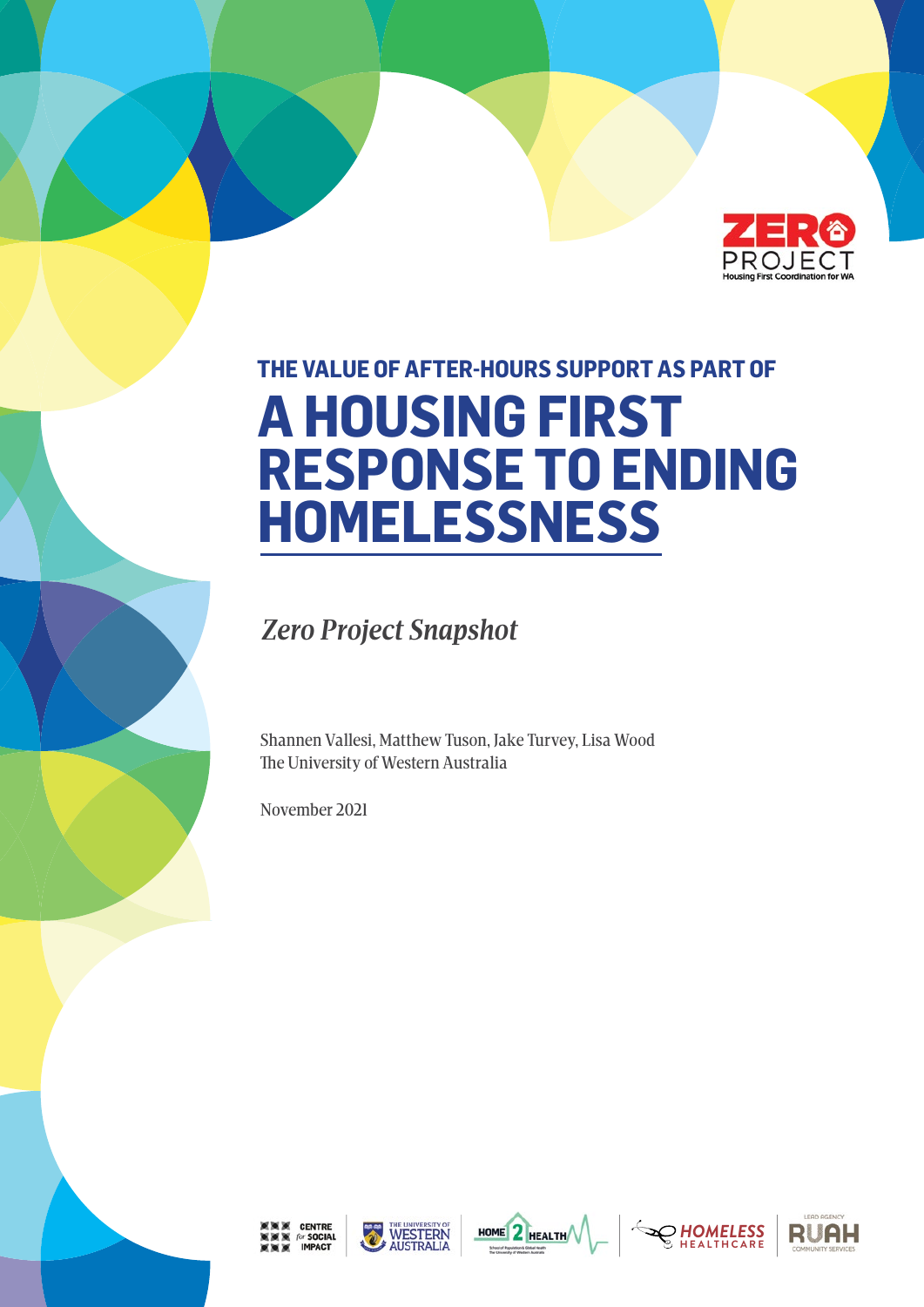ZERO PROJECT
Housing First Coordination for WA

## THE VALUE OF AFTER-HOURS SUPPORT AS PART OF

# A HOUSING FIRST RESPONSE TO ENDING HOMELESSNESS

*Zero Project Snapshot*

Shannen Vallesi, Matthew Tuson, Jake Turvey, Lisa Wood
The University of Western Australia

November 2021

CENTRE for SOCIAL IMPACT | THE UNIVERSITY OF WESTERN AUSTRALIA | HOME 2 HEALTH School of Population & Global Health The University of Western Australia | HOMELESS HEALTHCARE | LEAD AGENCY RUAH COMMUNITY SERVICES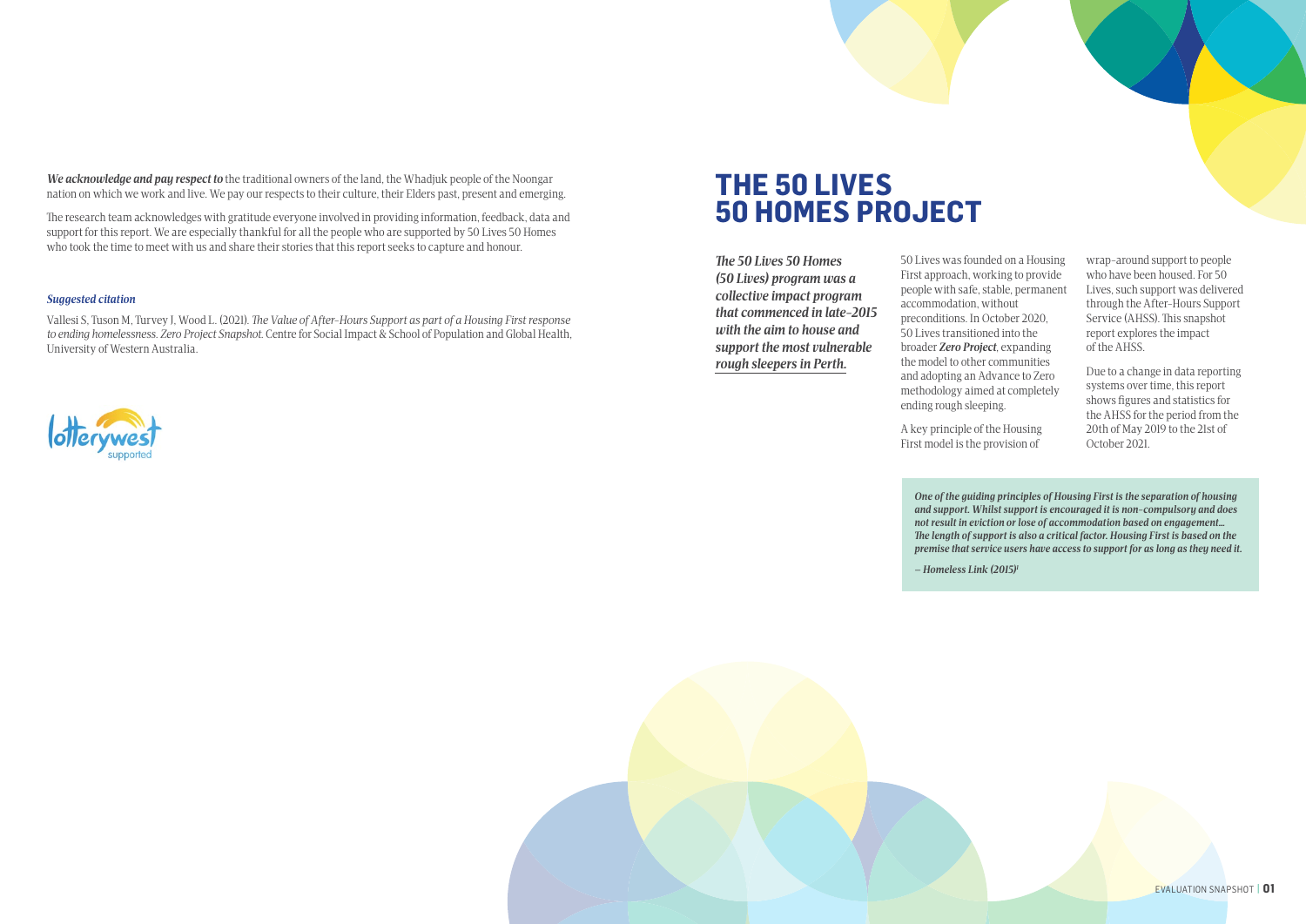***We acknowledge and pay respect to*** the traditional owners of the land, the Whadjuk people of the Noongar nation on which we work and live. We pay our respects to their culture, their Elders past, present and emerging.

The research team acknowledges with gratitude everyone involved in providing information, feedback, data and support for this report. We are especially thankful for all the people who are supported by 50 Lives 50 Homes who took the time to meet with us and share their stories that this report seeks to capture and honour.

***Suggested citation***

Vallesi S, Tuson M, Turvey J, Wood L. (2021). *The Value of After-Hours Support as part of a Housing First response to ending homelessness. Zero Project Snapshot.* Centre for Social Impact & School of Population and Global Health, University of Western Australia.

lotterywest supported

# THE 50 LIVES 50 HOMES PROJECT

***The 50 Lives 50 Homes (50 Lives) program was a collective impact program that commenced in late-2015 with the aim to house and support the most vulnerable rough sleepers in Perth.***

50 Lives was founded on a Housing First approach, working to provide people with safe, stable, permanent accommodation, without preconditions. In October 2020, 50 Lives transitioned into the broader ***Zero Project***, expanding the model to other communities and adopting an Advance to Zero methodology aimed at completely ending rough sleeping.

A key principle of the Housing First model is the provision of wrap-around support to people who have been housed. For 50 Lives, such support was delivered through the After-Hours Support Service (AHSS). This snapshot report explores the impact of the AHSS.

Due to a change in data reporting systems over time, this report shows figures and statistics for the AHSS for the period from the 20th of May 2019 to the 21st of October 2021.

> *One of the guiding principles of Housing First is the separation of housing and support. Whilst support is encouraged it is non-compulsory and does not result in eviction or lose of accommodation based on engagement... The length of support is also a critical factor. Housing First is based on the premise that service users have access to support for as long as they need it.*
>
> *– Homeless Link (2015)*[1]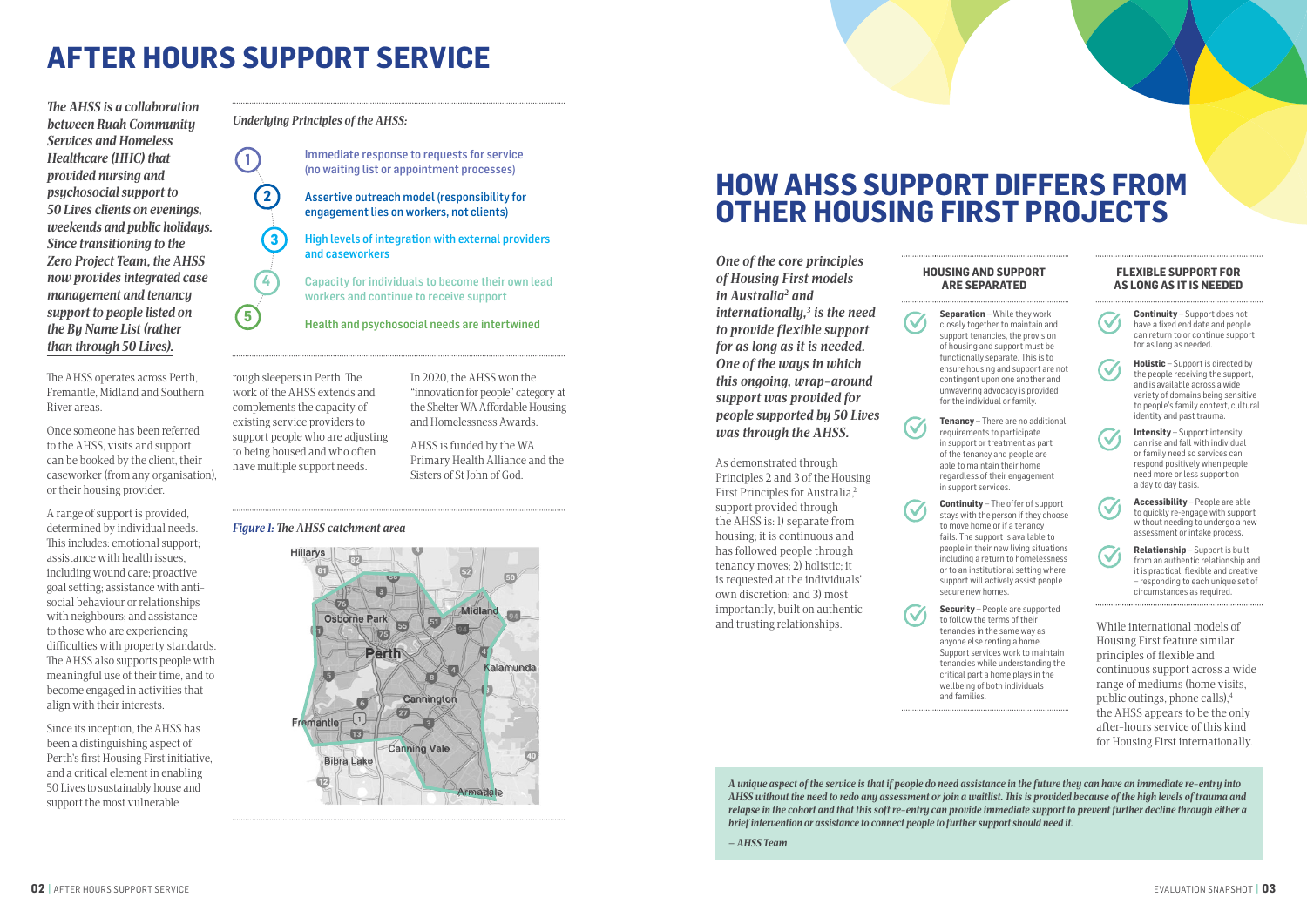# AFTER HOURS SUPPORT SERVICE

*The AHSS is a collaboration between Ruah Community Services and Homeless Healthcare (HHC) that provided nursing and psychosocial support to 50 Lives clients on evenings, weekends and public holidays. Since transitioning to the Zero Project Team, the AHSS now provides integrated case management and tenancy support to people listed on the By Name List (rather than through 50 Lives).*

The AHSS operates across Perth, Fremantle, Midland and Southern River areas.

Once someone has been referred to the AHSS, visits and support can be booked by the client, their caseworker (from any organisation), or their housing provider.

A range of support is provided, determined by individual needs. This includes: emotional support; assistance with health issues, including wound care; proactive goal setting; assistance with anti-social behaviour or relationships with neighbours; and assistance to those who are experiencing difficulties with property standards. The AHSS also supports people with meaningful use of their time, and to become engaged in activities that align with their interests.

Since its inception, the AHSS has been a distinguishing aspect of Perth's first Housing First initiative, and a critical element in enabling 50 Lives to sustainably house and support the most vulnerable rough sleepers in Perth. The work of the AHSS extends and complements the capacity of existing service providers to support people who are adjusting to being housed and who often have multiple support needs.

*Underlying Principles of the AHSS:*

1. Immediate response to requests for service (no waiting list or appointment processes)
2. Assertive outreach model (responsibility for engagement lies on workers, not clients)
3. High levels of integration with external providers and caseworkers
4. Capacity for individuals to become their own lead workers and continue to receive support
5. Health and psychosocial needs are intertwined

In 2020, the AHSS won the "innovation for people" category at the Shelter WA Affordable Housing and Homelessness Awards.

AHSS is funded by the WA Primary Health Alliance and the Sisters of St John of God.

*Figure 1: The AHSS catchment area*

# HOW AHSS SUPPORT DIFFERS FROM OTHER HOUSING FIRST PROJECTS

*One of the core principles of Housing First models in Australia[2] and internationally,[3] is the need to provide flexible support for as long as it is needed. One of the ways in which this ongoing, wrap-around support was provided for people supported by 50 Lives was through the AHSS.*

As demonstrated through Principles 2 and 3 of the Housing First Principles for Australia,[2] support provided through the AHSS is: 1) separate from housing; it is continuous and has followed people through tenancy moves; 2) holistic; it is requested at the individuals' own discretion; and 3) most importantly, built on authentic and trusting relationships.

### HOUSING AND SUPPORT ARE SEPARATED

- **Separation** – While they work closely together to maintain and support tenancies, the provision of housing and support must be functionally separate. This is to ensure housing and support are not contingent upon one another and unwavering advocacy is provided for the individual or family.
- **Tenancy** – There are no additional requirements to participate in support or treatment as part of the tenancy and people are able to maintain their home regardless of their engagement in support services.
- **Continuity** – The offer of support stays with the person if they choose to move home or if a tenancy fails. The support is available to people in their new living situations including a return to homelessness or to an institutional setting where support will actively assist people secure new homes.
- **Security** – People are supported to follow the terms of their tenancies in the same way as anyone else renting a home. Support services work to maintain tenancies while understanding the critical part a home plays in the wellbeing of both individuals and families.

### FLEXIBLE SUPPORT FOR AS LONG AS IT IS NEEDED

- **Continuity** – Support does not have a fixed end date and people can return to or continue support for as long as needed.
- **Holistic** – Support is directed by the people receiving the support, and is available across a wide variety of domains being sensitive to people's family context, cultural identity and past trauma.
- **Intensity** – Support intensity can rise and fall with individual or family need so services can respond positively when people need more or less support on a day to day basis.
- **Accessibility** – People are able to quickly re-engage with support without needing to undergo a new assessment or intake process.
- **Relationship** – Support is built from an authentic relationship and it is practical, flexible and creative – responding to each unique set of circumstances as required.

While international models of Housing First feature similar principles of flexible and continuous support across a wide range of mediums (home visits, public outings, phone calls),[4] the AHSS appears to be the only after-hours service of this kind for Housing First internationally.

> *A unique aspect of the service is that if people do need assistance in the future they can have an immediate re-entry into AHSS without the need to redo any assessment or join a waitlist. This is provided because of the high levels of trauma and relapse in the cohort and that this soft re-entry can provide immediate support to prevent further decline through either a brief intervention or assistance to connect people to further support should need it.*
>
> *– AHSS Team*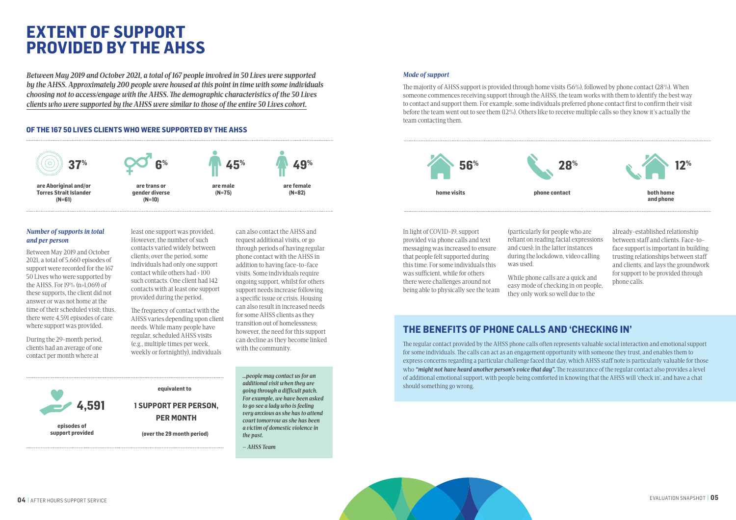# EXTENT OF SUPPORT PROVIDED BY THE AHSS

*Between May 2019 and October 2021, a total of 167 people involved in 50 Lives were supported by the AHSS. Approximately 200 people were housed at this point in time with some individuals choosing not to access/engage with the AHSS. The demographic characteristics of the 50 Lives clients who were supported by the AHSS were similar to those of the entire 50 Lives cohort.*

### OF THE 167 50 LIVES CLIENTS WHO WERE SUPPORTED BY THE AHSS

**37%** are Aboriginal and/or Torres Strait Islander (N=61)

**6%** are trans or gender diverse (N=10)

**45%** are male (N=75)

**49%** are female (N=82)

### *Number of supports in total and per person*

Between May 2019 and October 2021, a total of 5,660 episodes of support were recorded for the 167 50 Lives who were supported by the AHSS. For 19% (n=1,069) of these supports, the client did not answer or was not home at the time of their scheduled visit; thus, there were 4,591 episodes of care where support was provided.

During the 29-month period, clients had an average of one contact per month where at least one support was provided. However, the number of such contacts varied widely between clients; over the period, some individuals had only one support contact while others had > 100 such contacts. One client had 142 contacts with at least one support provided during the period.

The frequency of contact with the AHSS varies depending upon client needs. While many people have regular, scheduled AHSS visits (e.g., multiple times per week, weekly or fortnightly), individuals can also contact the AHSS and request additional visits, or go through periods of having regular phone contact with the AHSS in addition to having face-to-face visits. Some individuals require ongoing support, whilst for others support needs increase following a specific issue or crisis. Housing can also result in increased needs for some AHSS clients as they transition out of homelessness; however, the need for this support can decline as they become linked with the community.

**4,591** episodes of support provided

equivalent to

**1 SUPPORT PER PERSON, PER MONTH**

(over the 29 month period)

> ***...people may contact us for an additional visit when they are going through a difficult patch. For example, we have been asked to go see a lady who is feeling very anxious as she has to attend court tomorrow as she has been a victim of domestic violence in the past.***
>
> *– AHSS Team*

### *Mode of support*

The majority of AHSS support is provided through home visits (56%), followed by phone contact (28%). When someone commences receiving support through the AHSS, the team works with them to identify the best way to contact and support them. For example, some individuals preferred phone contact first to confirm their visit before the team went out to see them (12%). Others like to receive multiple calls so they know it's actually the team contacting them.

**56%** home visits

**28%** phone contact

**12%** both home and phone

In light of COVID-19, support provided via phone calls and text messaging was increased to ensure that people felt supported during this time. For some individuals this was sufficient, while for others there were challenges around not being able to physically see the team (particularly for people who are reliant on reading facial expressions and cues); in the latter instances during the lockdown, video calling was used.

While phone calls are a quick and easy mode of checking in on people, they only work so well due to the already-established relationship between staff and clients. Face-to-face support is important in building trusting relationships between staff and clients, and lays the groundwork for support to be provided through phone calls.

## THE BENEFITS OF PHONE CALLS AND 'CHECKING IN'

The regular contact provided by the AHSS phone calls often represents valuable social interaction and emotional support for some individuals. The calls can act as an engagement opportunity with someone they trust, and enables them to express concerns regarding a particular challenge faced that day, which AHSS staff note is particularly valuable for those who ***"might not have heard another person's voice that day"***. The reassurance of the regular contact also provides a level of additional emotional support, with people being comforted in knowing that the AHSS will 'check in', and have a chat should something go wrong.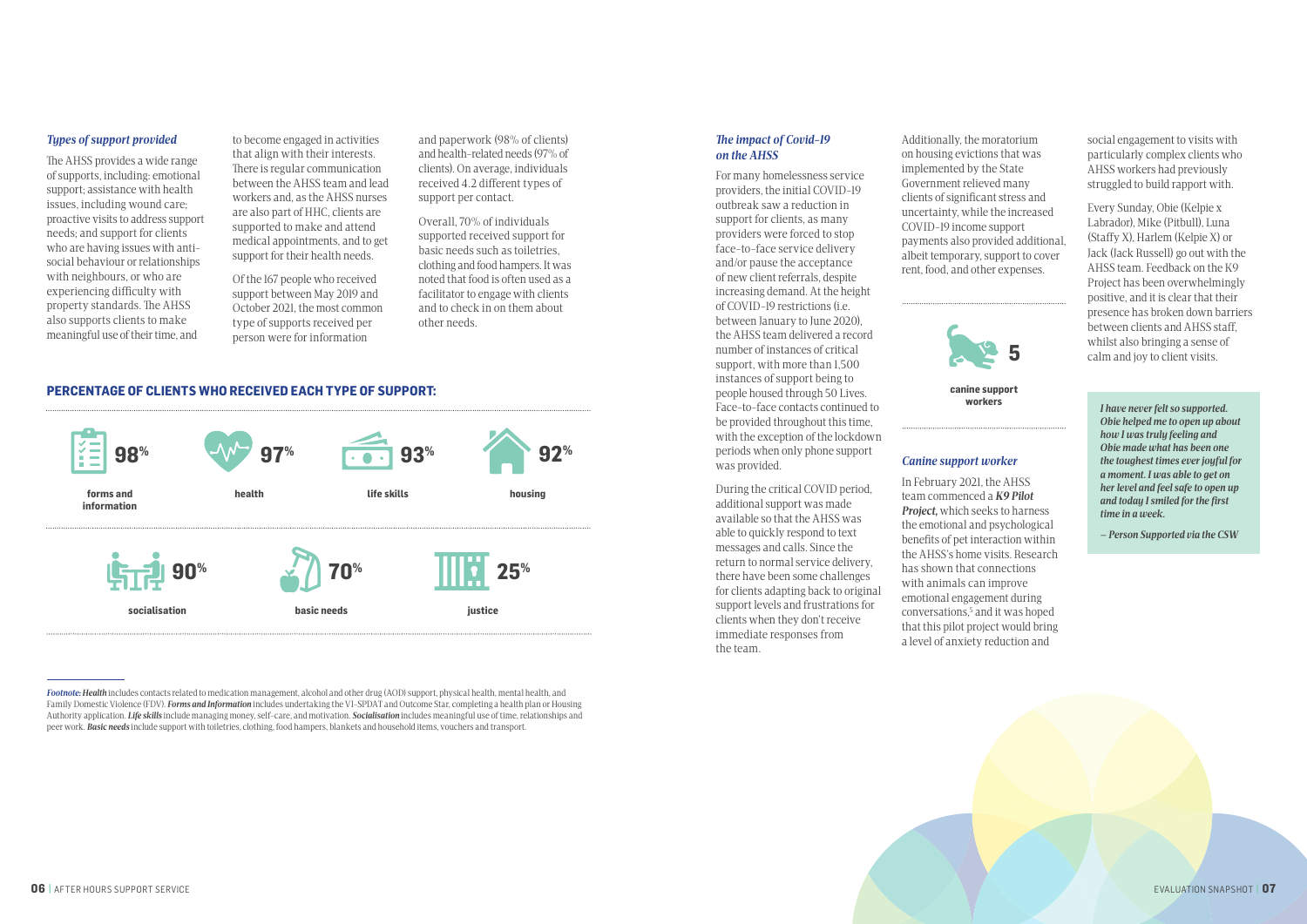### *Types of support provided*

The AHSS provides a wide range of supports, including: emotional support; assistance with health issues, including wound care; proactive visits to address support needs; and support for clients who are having issues with anti-social behaviour or relationships with neighbours, or who are experiencing difficulty with property standards. The AHSS also supports clients to make meaningful use of their time, and to become engaged in activities that align with their interests. There is regular communication between the AHSS team and lead workers and, as the AHSS nurses are also part of HHC, clients are supported to make and attend medical appointments, and to get support for their health needs.

Of the 167 people who received support between May 2019 and October 2021, the most common type of supports received per person were for information and paperwork (98% of clients) and health-related needs (97% of clients). On average, individuals received 4.2 different types of support per contact.

Overall, 70% of individuals supported received support for basic needs such as toiletries, clothing and food hampers. It was noted that food is often used as a facilitator to engage with clients and to check in on them about other needs.

**PERCENTAGE OF CLIENTS WHO RECEIVED EACH TYPE OF SUPPORT:**

| Type of support | Percentage |
|---|---|
| forms and information | 98% |
| health | 97% |
| life skills | 93% |
| housing | 92% |
| socialisation | 90% |
| basic needs | 70% |
| justice | 25% |

*Footnote: Health* includes contacts related to medication management, alcohol and other drug (AOD) support, physical health, mental health, and Family Domestic Violence (FDV). *Forms and Information* includes undertaking the VI-SPDAT and Outcome Star, completing a health plan or Housing Authority application. *Life skills* include managing money, self-care, and motivation. *Socialisation* includes meaningful use of time, relationships and peer work. *Basic needs* include support with toiletries, clothing, food hampers, blankets and household items, vouchers and transport.

### *The impact of Covid-19 on the AHSS*

For many homelessness service providers, the initial COVID-19 outbreak saw a reduction in support for clients, as many providers were forced to stop face-to-face service delivery and/or pause the acceptance of new client referrals, despite increasing demand. At the height of COVID-19 restrictions (i.e. between January to June 2020), the AHSS team delivered a record number of instances of critical support, with more than 1,500 instances of support being to people housed through 50 Lives. Face-to-face contacts continued to be provided throughout this time, with the exception of the lockdown periods when only phone support was provided.

During the critical COVID period, additional support was made available so that the AHSS was able to quickly respond to text messages and calls. Since the return to normal service delivery, there have been some challenges for clients adapting back to original support levels and frustrations for clients when they don't receive immediate responses from the team.

Additionally, the moratorium on housing evictions that was implemented by the State Government relieved many clients of significant stress and uncertainty, while the increased COVID-19 income support payments also provided additional, albeit temporary, support to cover rent, food, and other expenses.

**5**

**canine support workers**

### *Canine support worker*

In February 2021, the AHSS team commenced a ***K9 Pilot Project,*** which seeks to harness the emotional and psychological benefits of pet interaction within the AHSS's home visits. Research has shown that connections with animals can improve emotional engagement during conversations,[5] and it was hoped that this pilot project would bring a level of anxiety reduction and social engagement to visits with particularly complex clients who AHSS workers had previously struggled to build rapport with.

Every Sunday, Obie (Kelpie x Labrador), Mike (Pitbull), Luna (Staffy X), Harlem (Kelpie X) or Jack (Jack Russell) go out with the AHSS team. Feedback on the K9 Project has been overwhelmingly positive, and it is clear that their presence has broken down barriers between clients and AHSS staff, whilst also bringing a sense of calm and joy to client visits.

> ***I have never felt so supported. Obie helped me to open up about how I was truly feeling and Obie made what has been one the toughest times ever joyful for a moment. I was able to get on her level and feel safe to open up and today I smiled for the first time in a week.***
>
> ***– Person Supported via the CSW***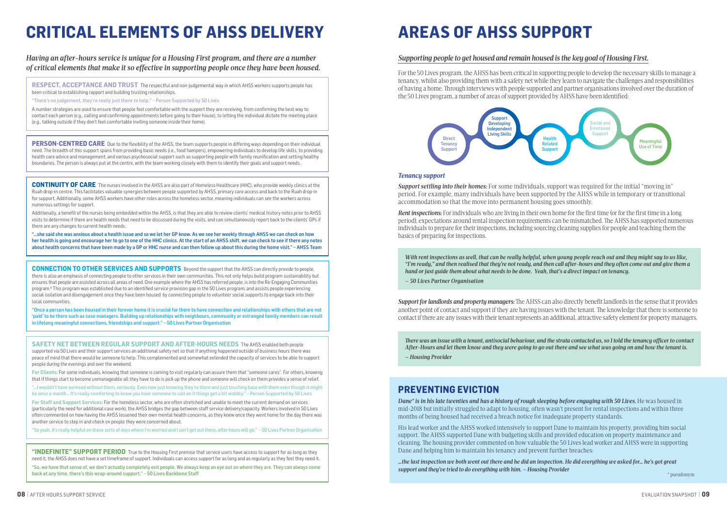# CRITICAL ELEMENTS OF AHSS DELIVERY

*Having an after-hours service is unique for a Housing First program, and there are a number of critical elements that make it so effective in supporting people once they have been housed.*

**RESPECT, ACCEPTANCE AND TRUST** The respectful and non-judgemental way in which AHSS workers supports people has been critical to establishing rapport and building trusting relationships.

"There's no judgement, they're really just there to help." – Person Supported by 50 Lives

A number strategies are used to ensure that people feel comfortable with the support they are receiving, from confirming the best way to contact each person (e.g., calling and confirming appointments before going to their house), to letting the individual dictate the meeting place (e.g., talking outside if they don't feel comfortable inviting someone inside their home).

**PERSON-CENTRED CARE** Due to the flexibility of the AHSS, the team supports people in differing ways depending on their individual need. The breadth of this support spans from providing basic needs (i.e., food hampers), empowering individuals to develop life skills, to providing health care advice and management, and various psychosocial support such as supporting people with family reunification and setting healthy boundaries. The person is always put at the centre, with the team working closely with them to identify their goals and support needs.

**CONTINUITY OF CARE** The nurses involved in the AHSS are also part of Homeless Healthcare (HHC), who provide weekly clinics at the Ruah drop-in centre. This facilitates valuable synergies between people supported by AHSS, primary care access and back to the Ruah drop-in for support. Additionally, some AHSS workers have other roles across the homeless sector, meaning individuals can see the workers across numerous settings for support.

Additionally, a benefit of the nurses being embedded within the AHSS, is that they are able to review clients' medical history notes prior to AHSS visits to determine if there are health needs that need to be discussed during the visits, and can simultaneously report back to the clients' GPs if there are any changes to current health needs.

"...she said she was anxious about a health issue and so we let her GP know. As we see her weekly through AHSS we can check on how her health is going and encourage her to go to one of the HHC clinics. At the start of an AHSS shift, we can check to see if there any notes about health concerns that have been made by a GP or HHC nurse and can then follow up about this during the home visit." – AHSS Team

**CONNECTION TO OTHER SERVICES AND SUPPORTS** Beyond the support that the AHSS can directly provide to people, there is also an emphasis of connecting people to other services in their own communities. This not only helps build program sustainability but ensures that people are assisted across all areas of need. One example where the AHSS has referred people, is into the Re-Engaging Communities program.[6] This program was established due to an identified service provision gap in the 50 Lives program, and assists people experiencing social isolation and disengagement once they have been housed by connecting people to volunteer social supports to engage back into their local communities.

"Once a person has been housed in their forever home it is crucial for them to have connection and relationships with others that are not 'paid' to be there such as case managers. Building up relationships with neighbours, community or estranged family members can result in lifelong meaningful connections, friendships and support." – 50 Lives Partner Organisation

**SAFETY NET BETWEEN REGULAR SUPPORT AND AFTER-HOURS NEEDS** The AHSS enabled both people supported via 50 Lives and their support services an additional safety net so that if anything happened outside of business hours there was peace of mind that there would be someone to help. This complemented and somewhat extended the capacity of services to be able to support people during the evenings and over the weekend.

**For Clients:** For some individuals, knowing that someone is coming to visit regularly can assure them that "someone cares". For others, knowing that if things start to become unmanageable all they have to do is pick up the phone and someone will check on them provides a sense of relief.

"...I wouldn't have survived without them, seriously. Even now just knowing they're there and just touching base with them even though it might be once a month... It's really comforting to know you have someone to call on if things get a bit wobbly." – Person Supported by 50 Lives

**For Staff and Support Services:** For the homeless sector, who are often stretched and unable to meet the current demand on services (particularly the need for additional case work), the AHSS bridges the gap between staff service delivery/capacity. Workers involved in 50 Lives often commented on how having the AHSS lessened their own mental health concerns, as they knew once they went home for the day there was another service to step in and check on people they were concerned about.

"So yeah, it's really helpful on those sorts of days where I'm worried and I can't get out there, after hours will go." – 50 Lives Partner Organisation

**"INDEFINITE" SUPPORT PERIOD** True to the Housing First premise that service users have access to support for as long as they need it, the AHSS does not have a set timeframe of support. Individuals can access support for as long and as regularly as they feel they need it.

"So, we have that sense of, we don't actually completely exit people. We always keep an eye out on where they are. They can always come back at any time, there's this wrap-around support." – 50 Lives Backbone Staff

# AREAS OF AHSS SUPPORT

*Supporting people to get housed and remain housed is the key goal of Housing First.*

For the 50 Lives program, the AHSS has been critical in supporting people to develop the necessary skills to manage a tenancy, whilst also providing them with a safety net while they learn to navigate the challenges and responsibilities of having a home. Through interviews with people supported and partner organisations involved over the duration of the 50 Lives program, a number of areas of support provided by AHSS have been identified:

- Direct Tenancy Support
- Support Developing Independent Living Skills
- Health Related Support
- Social and Emotional Support
- Meaningful Use of Time

### *Tenancy support*

***Support settling into their homes:*** For some individuals, support was required for the initial "moving in" period. For example, many individuals have been supported by the AHSS while in temporary or transitional accommodation so that the move into permanent housing goes smoothly.

***Rent inspections:*** For individuals who are living in their own home for the first time (or for the first time in a long period), expectations around rental inspection requirements can be mismatched. The AHSS has supported numerous individuals to prepare for their inspections, including sourcing cleaning supplies for people and teaching them the basics of preparing for inspections.

*With rent inspections as well, that can be really helpful, when young people reach out and they might say to us like, "I'm ready," and then realised that they're not ready, and then call after-hours and they often come out and give them a hand or just guide them about what needs to be done. Yeah, that's a direct impact on tenancy.*

*– 50 Lives Partner Organisation*

***Support for landlords and property managers:*** The AHSS can also directly benefit landlords in the sense that it provides another point of contact and support if they are having issues with the tenant. The knowledge that there is someone to contact if there are any issues with their tenant represents an additional, attractive safety element for property managers.

*There was an issue with a tenant, antisocial behaviour, and the strata contacted us, so I told the tenancy officer to contact After-Hours and let them know and they were going to go out there and see what was going on and how the tenant is.*

*– Housing Provider*

## PREVENTING EVICTION

***Dane\* is in his late twenties and has a history of rough sleeping before engaging with 50 Lives.*** He was housed in mid-2018 but initially struggled to adapt to housing, often wasn't present for rental inspections and within three months of being housed had received a breach notice for inadequate property standards.

His lead worker and the AHSS worked intensively to support Dane to maintain his property, providing him social support. The AHSS supported Dane with budgeting skills and provided education on property maintenance and cleaning. The housing provider commented on how valuable the 50 Lives lead worker and AHSS were in supporting Dane and helping him to maintain his tenancy and prevent further breaches:

*...the last inspection we both went out there and he did an inspection. He did everything we asked for... he's got great support and they've tried to do everything with him. – Housing Provider*

\* pseudonym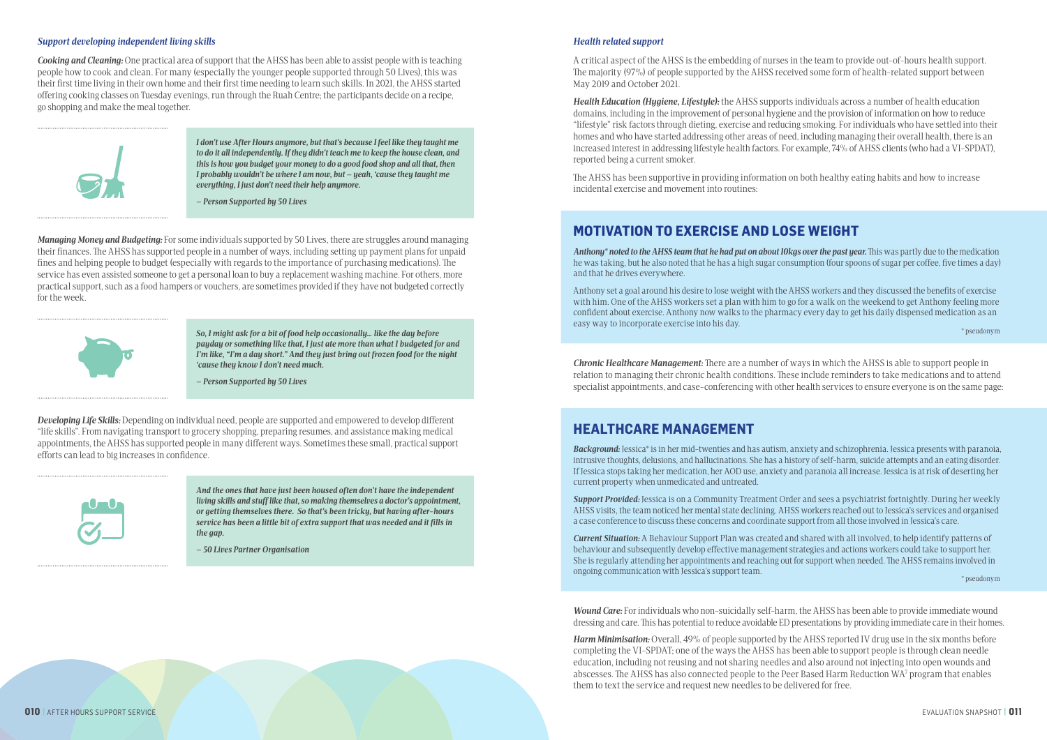### *Support developing independent living skills*

***Cooking and Cleaning:*** One practical area of support that the AHSS has been able to assist people with is teaching people how to cook and clean. For many (especially the younger people supported through 50 Lives), this was their first time living in their own home and their first time needing to learn such skills. In 2021, the AHSS started offering cooking classes on Tuesday evenings, run through the Ruah Centre; the participants decide on a recipe, go shopping and make the meal together.

> ***I don't use After Hours anymore, but that's because I feel like they taught me to do it all independently. If they didn't teach me to keep the house clean, and this is how you budget your money to do a good food shop and all that, then I probably wouldn't be where I am now, but – yeah, 'cause they taught me everything, I just don't need their help anymore.***
>
> ***– Person Supported by 50 Lives***

***Managing Money and Budgeting:*** For some individuals supported by 50 Lives, there are struggles around managing their finances. The AHSS has supported people in a number of ways, including setting up payment plans for unpaid fines and helping people to budget (especially with regards to the importance of purchasing medications). The service has even assisted someone to get a personal loan to buy a replacement washing machine. For others, more practical support, such as a food hampers or vouchers, are sometimes provided if they have not budgeted correctly for the week.

> ***So, I might ask for a bit of food help occasionally… like the day before payday or something like that, I just ate more than what I budgeted for and I'm like, "I'm a day short." And they just bring out frozen food for the night 'cause they know I don't need much.***
>
> ***– Person Supported by 50 Lives***

***Developing Life Skills:*** Depending on individual need, people are supported and empowered to develop different "life skills". From navigating transport to grocery shopping, preparing resumes, and assistance making medical appointments, the AHSS has supported people in many different ways. Sometimes these small, practical support efforts can lead to big increases in confidence.

> ***And the ones that have just been housed often don't have the independent living skills and stuff like that, so making themselves a doctor's appointment, or getting themselves there. So that's been tricky, but having after-hours service has been a little bit of extra support that was needed and it fills in the gap.***
>
> ***– 50 Lives Partner Organisation***

### *Health related support*

A critical aspect of the AHSS is the embedding of nurses in the team to provide out-of-hours health support. The majority (97%) of people supported by the AHSS received some form of health-related support between May 2019 and October 2021.

***Health Education (Hygiene, Lifestyle):*** the AHSS supports individuals across a number of health education domains, including in the improvement of personal hygiene and the provision of information on how to reduce "lifestyle" risk factors through dieting, exercise and reducing smoking. For individuals who have settled into their homes and who have started addressing other areas of need, including managing their overall health, there is an increased interest in addressing lifestyle health factors. For example, 74% of AHSS clients (who had a VI-SPDAT), reported being a current smoker.

The AHSS has been supportive in providing information on both healthy eating habits and how to increase incidental exercise and movement into routines:

## MOTIVATION TO EXERCISE AND LOSE WEIGHT

***Anthony\* noted to the AHSS team that he had put on about 10kgs over the past year.*** This was partly due to the medication he was taking, but he also noted that he has a high sugar consumption (four spoons of sugar per coffee, five times a day) and that he drives everywhere.

Anthony set a goal around his desire to lose weight with the AHSS workers and they discussed the benefits of exercise with him. One of the AHSS workers set a plan with him to go for a walk on the weekend to get Anthony feeling more confident about exercise. Anthony now walks to the pharmacy every day to get his daily dispensed medication as an easy way to incorporate exercise into his day.

\* pseudonym

***Chronic Healthcare Management:*** There are a number of ways in which the AHSS is able to support people in relation to managing their chronic health conditions. These include reminders to take medications and to attend specialist appointments, and case-conferencing with other health services to ensure everyone is on the same page:

## HEALTHCARE MANAGEMENT

***Background:*** Jessica\* is in her mid-twenties and has autism, anxiety and schizophrenia. Jessica presents with paranoia, intrusive thoughts, delusions, and hallucinations. She has a history of self-harm, suicide attempts and an eating disorder. If Jessica stops taking her medication, her AOD use, anxiety and paranoia all increase. Jessica is at risk of deserting her current property when unmedicated and untreated.

***Support Provided:*** Jessica is on a Community Treatment Order and sees a psychiatrist fortnightly. During her weekly AHSS visits, the team noticed her mental state declining. AHSS workers reached out to Jessica's services and organised a case conference to discuss these concerns and coordinate support from all those involved in Jessica's care.

***Current Situation:*** A Behaviour Support Plan was created and shared with all involved, to help identify patterns of behaviour and subsequently develop effective management strategies and actions workers could take to support her. She is regularly attending her appointments and reaching out for support when needed. The AHSS remains involved in ongoing communication with Jessica's support team.

\* pseudonym

***Wound Care:*** For individuals who non-suicidally self-harm, the AHSS has been able to provide immediate wound dressing and care. This has potential to reduce avoidable ED presentations by providing immediate care in their homes.

***Harm Minimisation:*** Overall, 49% of people supported by the AHSS reported IV drug use in the six months before completing the VI-SPDAT; one of the ways the AHSS has been able to support people is through clean needle education, including not reusing and not sharing needles and also around not injecting into open wounds and abscesses. The AHSS has also connected people to the Peer Based Harm Reduction WA[7] program that enables them to text the service and request new needles to be delivered for free.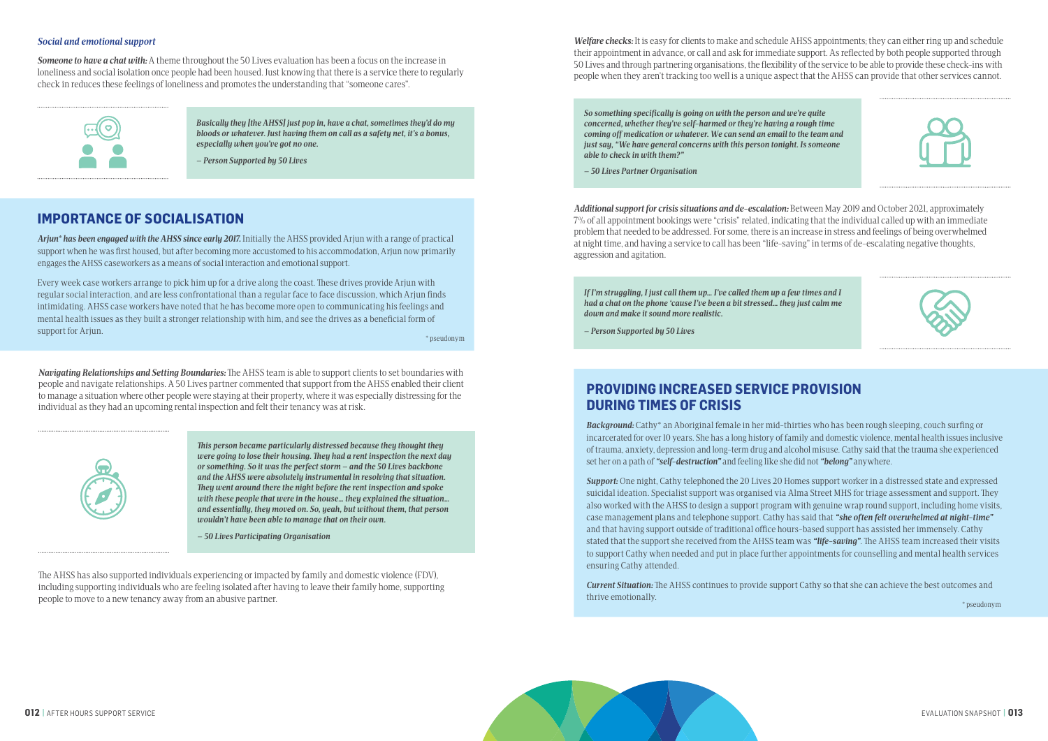### *Social and emotional support*

***Someone to have a chat with:*** A theme throughout the 50 Lives evaluation has been a focus on the increase in loneliness and social isolation once people had been housed. Just knowing that there is a service there to regularly check in reduces these feelings of loneliness and promotes the understanding that "someone cares".

> ***Basically they [the AHSS] just pop in, have a chat, sometimes they'd do my bloods or whatever. Just having them on call as a safety net, it's a bonus, especially when you've got no one.***
>
> ***– Person Supported by 50 Lives***

## IMPORTANCE OF SOCIALISATION

***Arjun\* has been engaged with the AHSS since early 2017.*** Initially the AHSS provided Arjun with a range of practical support when he was first housed, but after becoming more accustomed to his accommodation, Arjun now primarily engages the AHSS caseworkers as a means of social interaction and emotional support.

Every week case workers arrange to pick him up for a drive along the coast. These drives provide Arjun with regular social interaction, and are less confrontational than a regular face to face discussion, which Arjun finds intimidating. AHSS case workers have noted that he has become more open to communicating his feelings and mental health issues as they built a stronger relationship with him, and see the drives as a beneficial form of support for Arjun.

\* pseudonym

***Navigating Relationships and Setting Boundaries:*** The AHSS team is able to support clients to set boundaries with people and navigate relationships. A 50 Lives partner commented that support from the AHSS enabled their client to manage a situation where other people were staying at their property, where it was especially distressing for the individual as they had an upcoming rental inspection and felt their tenancy was at risk.

> ***This person became particularly distressed because they thought they were going to lose their housing. They had a rent inspection the next day or something. So it was the perfect storm – and the 50 Lives backbone and the AHSS were absolutely instrumental in resolving that situation. They went around there the night before the rent inspection and spoke with these people that were in the house… they explained the situation… and essentially, they moved on. So, yeah, but without them, that person wouldn't have been able to manage that on their own.***
>
> ***– 50 Lives Participating Organisation***

The AHSS has also supported individuals experiencing or impacted by family and domestic violence (FDV), including supporting individuals who are feeling isolated after having to leave their family home, supporting people to move to a new tenancy away from an abusive partner.

***Welfare checks:*** It is easy for clients to make and schedule AHSS appointments; they can either ring up and schedule their appointment in advance, or call and ask for immediate support. As reflected by both people supported through 50 Lives and through partnering organisations, the flexibility of the service to be able to provide these check-ins with people when they aren't tracking too well is a unique aspect that the AHSS can provide that other services cannot.

> ***So something specifically is going on with the person and we're quite concerned, whether they've self-harmed or they're having a rough time coming off medication or whatever. We can send an email to the team and just say, "We have general concerns with this person tonight. Is someone able to check in with them?"***
>
> ***– 50 Lives Partner Organisation***

***Additional support for crisis situations and de-escalation:*** Between May 2019 and October 2021, approximately 7% of all appointment bookings were "crisis" related, indicating that the individual called up with an immediate problem that needed to be addressed. For some, there is an increase in stress and feelings of being overwhelmed at night time, and having a service to call has been "life-saving" in terms of de-escalating negative thoughts, aggression and agitation.

> ***If I'm struggling, I just call them up… I've called them up a few times and I had a chat on the phone 'cause I've been a bit stressed… they just calm me down and make it sound more realistic.***
>
> ***– Person Supported by 50 Lives***

## PROVIDING INCREASED SERVICE PROVISION DURING TIMES OF CRISIS

***Background:*** Cathy\* an Aboriginal female in her mid-thirties who has been rough sleeping, couch surfing or incarcerated for over 10 years. She has a long history of family and domestic violence, mental health issues inclusive of trauma, anxiety, depression and long-term drug and alcohol misuse. Cathy said that the trauma she experienced set her on a path of ***"self-destruction"*** and feeling like she did not ***"belong"*** anywhere.

***Support:*** One night, Cathy telephoned the 20 Lives 20 Homes support worker in a distressed state and expressed suicidal ideation. Specialist support was organised via Alma Street MHS for triage assessment and support. They also worked with the AHSS to design a support program with genuine wrap round support, including home visits, case management plans and telephone support. Cathy has said that ***"she often felt overwhelmed at night-time"*** and that having support outside of traditional office hours-based support has assisted her immensely. Cathy stated that the support she received from the AHSS team was ***"life-saving"***. The AHSS team increased their visits to support Cathy when needed and put in place further appointments for counselling and mental health services ensuring Cathy attended.

***Current Situation:*** The AHSS continues to provide support Cathy so that she can achieve the best outcomes and thrive emotionally.

\* pseudonym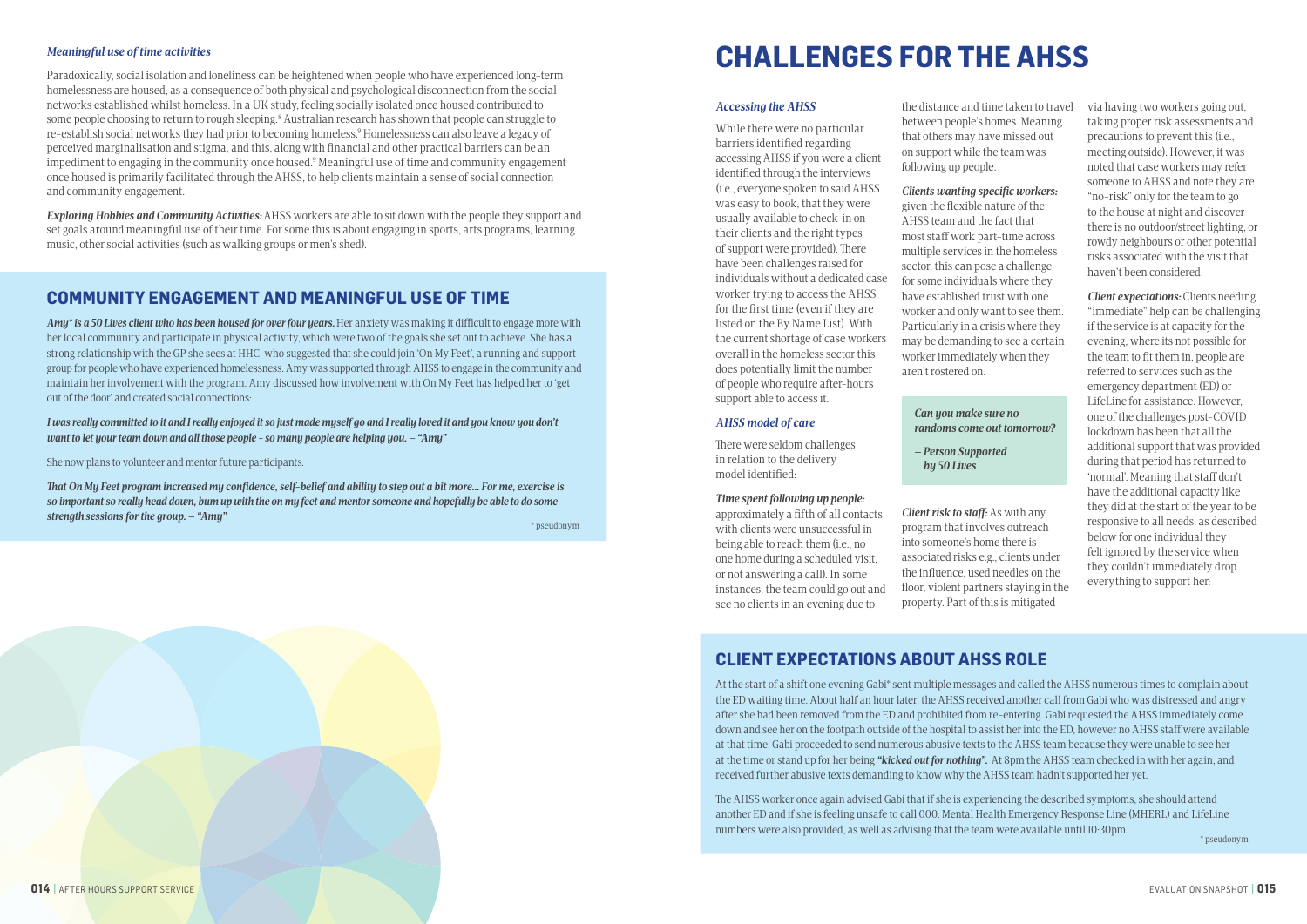### Meaningful use of time activities

Paradoxically, social isolation and loneliness can be heightened when people who have experienced long-term homelessness are housed, as a consequence of both physical and psychological disconnection from the social networks established whilst homeless. In a UK study, feeling socially isolated once housed contributed to some people choosing to return to rough sleeping.[8] Australian research has shown that people can struggle to re-establish social networks they had prior to becoming homeless.[9] Homelessness can also leave a legacy of perceived marginalisation and stigma, and this, along with financial and other practical barriers can be an impediment to engaging in the community once housed.[9] Meaningful use of time and community engagement once housed is primarily facilitated through the AHSS, to help clients maintain a sense of social connection and community engagement.

***Exploring Hobbies and Community Activities:*** AHSS workers are able to sit down with the people they support and set goals around meaningful use of their time. For some this is about engaging in sports, arts programs, learning music, other social activities (such as walking groups or men's shed).

## COMMUNITY ENGAGEMENT AND MEANINGFUL USE OF TIME

***Amy\* is a 50 Lives client who has been housed for over four years.*** Her anxiety was making it difficult to engage more with her local community and participate in physical activity, which were two of the goals she set out to achieve. She has a strong relationship with the GP she sees at HHC, who suggested that she could join 'On My Feet', a running and support group for people who have experienced homelessness. Amy was supported through AHSS to engage in the community and maintain her involvement with the program. Amy discussed how involvement with On My Feet has helped her to 'get out of the door' and created social connections:

***I was really committed to it and I really enjoyed it so just made myself go and I really loved it and you know you don't want to let your team down and all those people – so many people are helping you. – "Amy"***

She now plans to volunteer and mentor future participants:

***That On My Feet program increased my confidence, self-belief and ability to step out a bit more… For me, exercise is so important so really head down, bum up with the on my feet and mentor someone and hopefully be able to do some strength sessions for the group. – "Amy"***

\* pseudonym

# CHALLENGES FOR THE AHSS

### Accessing the AHSS

While there were no particular barriers identified regarding accessing AHSS if you were a client identified through the interviews (i.e., everyone spoken to said AHSS was easy to book, that they were usually available to check-in on their clients and the right types of support were provided). There have been challenges raised for individuals without a dedicated case worker trying to access the AHSS for the first time (even if they are listed on the By Name List). With the current shortage of case workers overall in the homeless sector this does potentially limit the number of people who require after-hours support able to access it.

### AHSS model of care

There were seldom challenges in relation to the delivery model identified:

***Time spent following up people:*** approximately a fifth of all contacts with clients were unsuccessful in being able to reach them (i.e., no one home during a scheduled visit, or not answering a call). In some instances, the team could go out and see no clients in an evening due to the distance and time taken to travel between people's homes. Meaning that others may have missed out on support while the team was following up people.

***Clients wanting specific workers:*** given the flexible nature of the AHSS team and the fact that most staff work part-time across multiple services in the homeless sector, this can pose a challenge for some individuals where they have established trust with one worker and only want to see them. Particularly in a crisis where they may be demanding to see a certain worker immediately when they aren't rostered on.

> *Can you make sure no randoms come out tomorrow?*
>
> *– Person Supported by 50 Lives*

***Client risk to staff:*** As with any program that involves outreach into someone's home there is associated risks e.g., clients under the influence, used needles on the floor, violent partners staying in the property. Part of this is mitigated via having two workers going out, taking proper risk assessments and precautions to prevent this (i.e., meeting outside). However, it was noted that case workers may refer someone to AHSS and note they are "no-risk" only for the team to go to the house at night and discover there is no outdoor/street lighting, or rowdy neighbours or other potential risks associated with the visit that haven't been considered.

***Client expectations:*** Clients needing "immediate" help can be challenging if the service is at capacity for the evening, where its not possible for the team to fit them in, people are referred to services such as the emergency department (ED) or LifeLine for assistance. However, one of the challenges post-COVID lockdown has been that all the additional support that was provided during that period has returned to 'normal'. Meaning that staff don't have the additional capacity like they did at the start of the year to be responsive to all needs, as described below for one individual they felt ignored by the service when they couldn't immediately drop everything to support her:

## CLIENT EXPECTATIONS ABOUT AHSS ROLE

At the start of a shift one evening Gabi\* sent multiple messages and called the AHSS numerous times to complain about the ED waiting time. About half an hour later, the AHSS received another call from Gabi who was distressed and angry after she had been removed from the ED and prohibited from re-entering. Gabi requested the AHSS immediately come down and see her on the footpath outside of the hospital to assist her into the ED, however no AHSS staff were available at that time. Gabi proceeded to send numerous abusive texts to the AHSS team because they were unable to see her at the time or stand up for her being ***"kicked out for nothing".*** At 8pm the AHSS team checked in with her again, and received further abusive texts demanding to know why the AHSS team hadn't supported her yet.

The AHSS worker once again advised Gabi that if she is experiencing the described symptoms, she should attend another ED and if she is feeling unsafe to call 000. Mental Health Emergency Response Line (MHERL) and LifeLine numbers were also provided, as well as advising that the team were available until 10:30pm.

\* pseudonym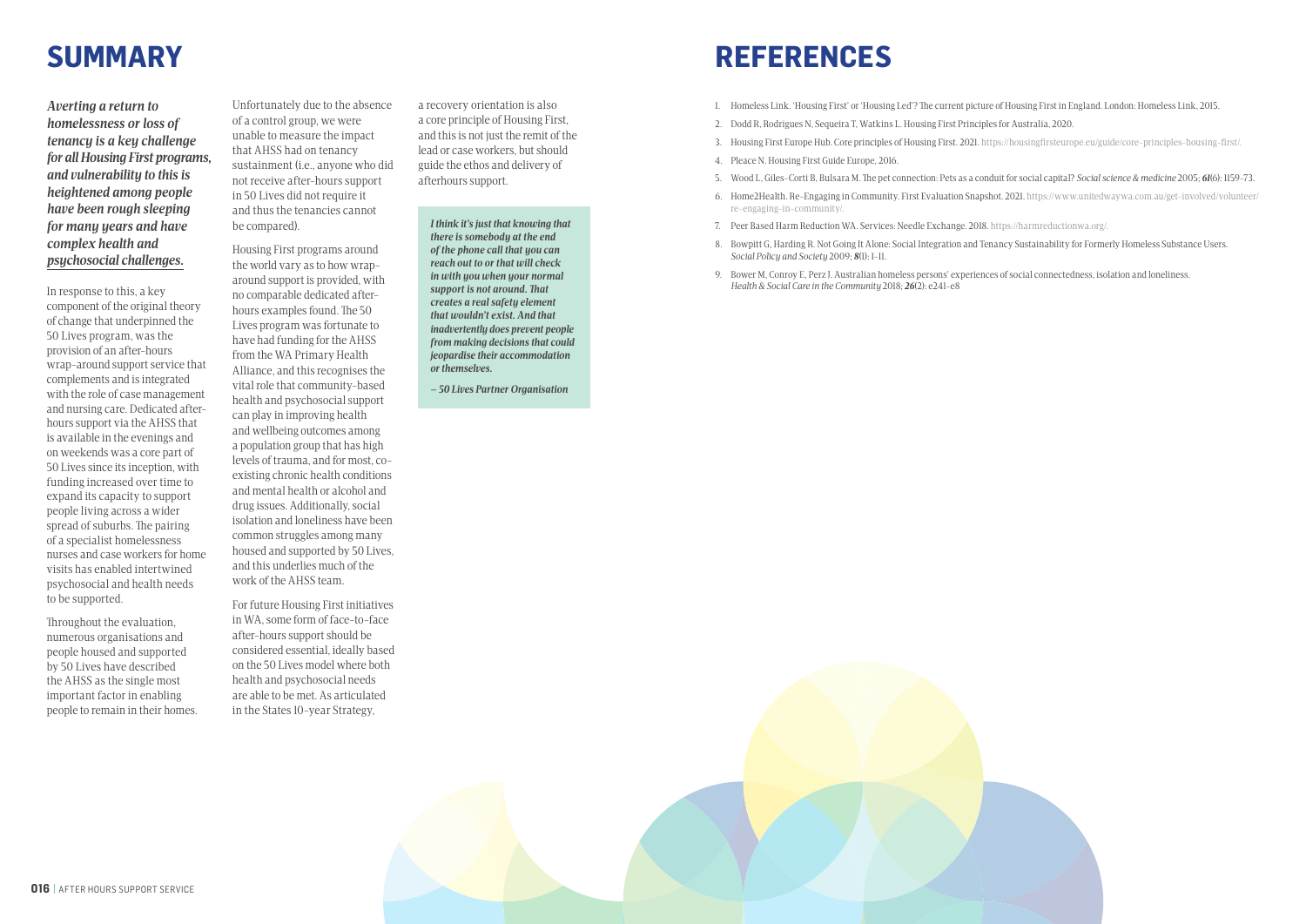# SUMMARY

***Averting a return to homelessness or loss of tenancy is a key challenge for all Housing First programs, and vulnerability to this is heightened among people have been rough sleeping for many years and have complex health and psychosocial challenges.***

In response to this, a key component of the original theory of change that underpinned the 50 Lives program, was the provision of an after-hours wrap-around support service that complements and is integrated with the role of case management and nursing care. Dedicated after-hours support via the AHSS that is available in the evenings and on weekends was a core part of 50 Lives since its inception, with funding increased over time to expand its capacity to support people living across a wider spread of suburbs. The pairing of a specialist homelessness nurses and case workers for home visits has enabled intertwined psychosocial and health needs to be supported.

Throughout the evaluation, numerous organisations and people housed and supported by 50 Lives have described the AHSS as the single most important factor in enabling people to remain in their homes.

Unfortunately due to the absence of a control group, we were unable to measure the impact that AHSS had on tenancy sustainment (i.e., anyone who did not receive after-hours support in 50 Lives did not require it and thus the tenancies cannot be compared).

Housing First programs around the world vary as to how wrap-around support is provided, with no comparable dedicated after-hours examples found. The 50 Lives program was fortunate to have had funding for the AHSS from the WA Primary Health Alliance, and this recognises the vital role that community-based health and psychosocial support can play in improving health and wellbeing outcomes among a population group that has high levels of trauma, and for most, co-existing chronic health conditions and mental health or alcohol and drug issues. Additionally, social isolation and loneliness have been common struggles among many housed and supported by 50 Lives, and this underlies much of the work of the AHSS team.

For future Housing First initiatives in WA, some form of face-to-face after-hours support should be considered essential, ideally based on the 50 Lives model where both health and psychosocial needs are able to be met. As articulated in the States 10-year Strategy, a recovery orientation is also a core principle of Housing First, and this is not just the remit of the lead or case workers, but should guide the ethos and delivery of afterhours support.

> ***I think it's just that knowing that there is somebody at the end of the phone call that you can reach out to or that will check in with you when your normal support is not around. That creates a real safety element that wouldn't exist. And that inadvertently does prevent people from making decisions that could jeopardise their accommodation or themselves.***
>
> ***– 50 Lives Partner Organisation***

# REFERENCES

1. Homeless Link. 'Housing First' or 'Housing Led'? The current picture of Housing First in England. London: Homeless Link, 2015.
2. Dodd R, Rodrigues N, Sequeira T, Watkins L. Housing First Principles for Australia, 2020.
3. Housing First Europe Hub. Core principles of Housing First. 2021. https://housingfirsteurope.eu/guide/core-principles-housing-first/.
4. Pleace N. Housing First Guide Europe, 2016.
5. Wood L, Giles-Corti B, Bulsara M. The pet connection: Pets as a conduit for social capital? *Social science & medicine* 2005; ***61***(6): 1159-73.
6. Home2Health. Re-Engaging in Community. First Evaluation Snapshot. 2021. https://www.unitedwaywa.com.au/get-involved/volunteer/re-engaging-in-community/.
7. Peer Based Harm Reduction WA. Services: Needle Exchange. 2018. https://harmreductionwa.org/.
8. Bowpitt G, Harding R. Not Going It Alone: Social Integration and Tenancy Sustainability for Formerly Homeless Substance Users. *Social Policy and Society* 2009; ***8***(1): 1-11.
9. Bower M, Conroy E, Perz J. Australian homeless persons' experiences of social connectedness, isolation and loneliness. *Health & Social Care in the Community* 2018; ***26***(2): e241-e8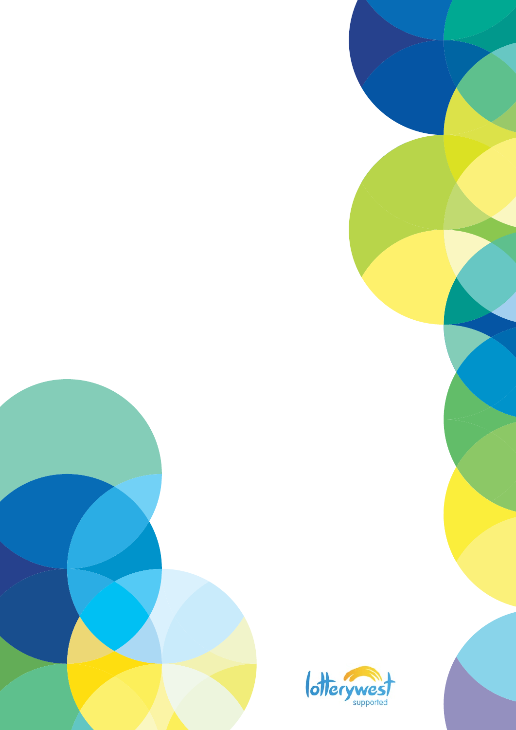lotterywest

supported